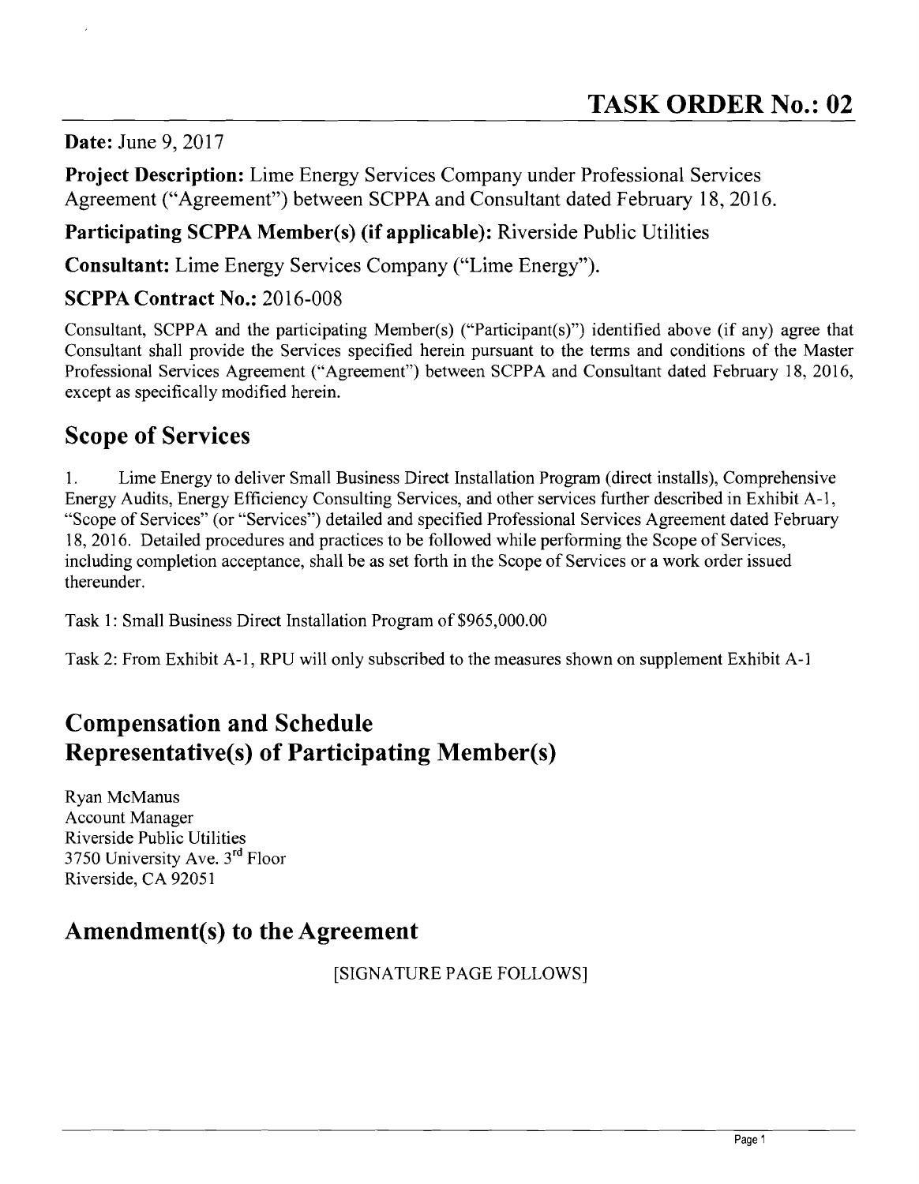# TASK ORDER No.: 02

**Date:** June 9, 2017

**Project Description:** Lime Energy Services Company under Professional Services Agreement ("Agreement") between SCPPA and Consultant dated February 18, 2016.

**Participating SCPPA Member(s) (if applicable):** Riverside Public Utilities

**Consultant:** Lime Energy Services Company ("Lime Energy").

**SCPPA Contract No.:** 2016-008

Consultant, SCPPA and the participating Member(s) ("Participant(s)") identified above (if any) agree that Consultant shall provide the Services specified herein pursuant to the terms and conditions of the Master Professional Services Agreement ("Agreement") between SCPPA and Consultant dated February 18, 2016, except as specifically modified herein.

## Scope of Services

1. Lime Energy to deliver Small Business Direct Installation Program (direct installs), Comprehensive Energy Audits, Energy Efficiency Consulting Services, and other services further described in Exhibit A-1, "Scope of Services" (or "Services") detailed and specified Professional Services Agreement dated February 18, 2016. Detailed procedures and practices to be followed while performing the Scope of Services, including completion acceptance, shall be as set forth in the Scope of Services or a work order issued thereunder.

Task 1: Small Business Direct Installation Program of $965,000.00

Task 2: From Exhibit A-1, RPU will only subscribed to the measures shown on supplement Exhibit A-1

## Compensation and Schedule

## Representative(s) of Participating Member(s)

Ryan McManus
Account Manager
Riverside Public Utilities
3750 University Ave. 3rd Floor
Riverside, CA 92051

## Amendment(s) to the Agreement

[SIGNATURE PAGE FOLLOWS]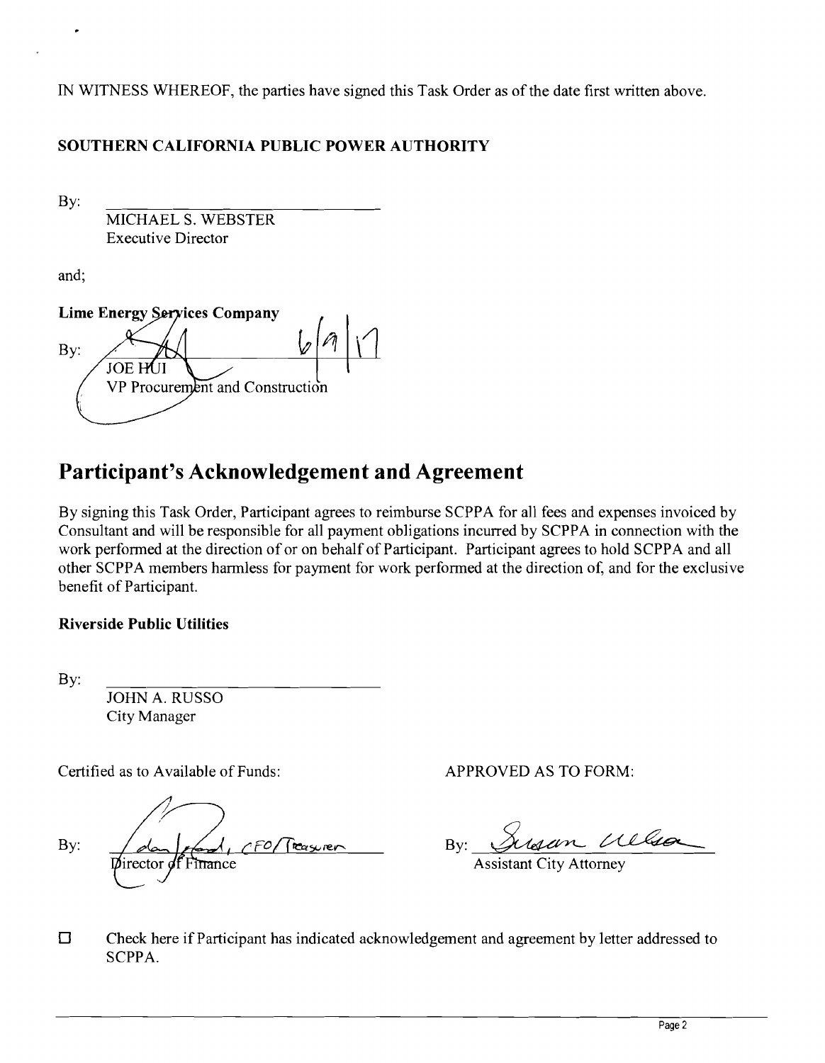IN WITNESS WHEREOF, the parties have signed this Task Order as of the date first written above.

**SOUTHERN CALIFORNIA PUBLIC POWER AUTHORITY**

By: ______________________________
MICHAEL S. WEBSTER
Executive Director

and;

**Lime Energy Services Company**

By: ______________________________ 6/9/17
JOE HUI
VP Procurement and Construction

# Participant's Acknowledgement and Agreement

By signing this Task Order, Participant agrees to reimburse SCPPA for all fees and expenses invoiced by Consultant and will be responsible for all payment obligations incurred by SCPPA in connection with the work performed at the direction of or on behalf of Participant. Participant agrees to hold SCPPA and all other SCPPA members harmless for payment for work performed at the direction of, and for the exclusive benefit of Participant.

**Riverside Public Utilities**

By: ______________________________
JOHN A. RUSSO
City Manager

Certified as to Available of Funds:

By: ______________________________ CFO/Treasurer
Director of Finance

APPROVED AS TO FORM:

By: ______________________________
Assistant City Attorney

☐ Check here if Participant has indicated acknowledgement and agreement by letter addressed to SCPPA.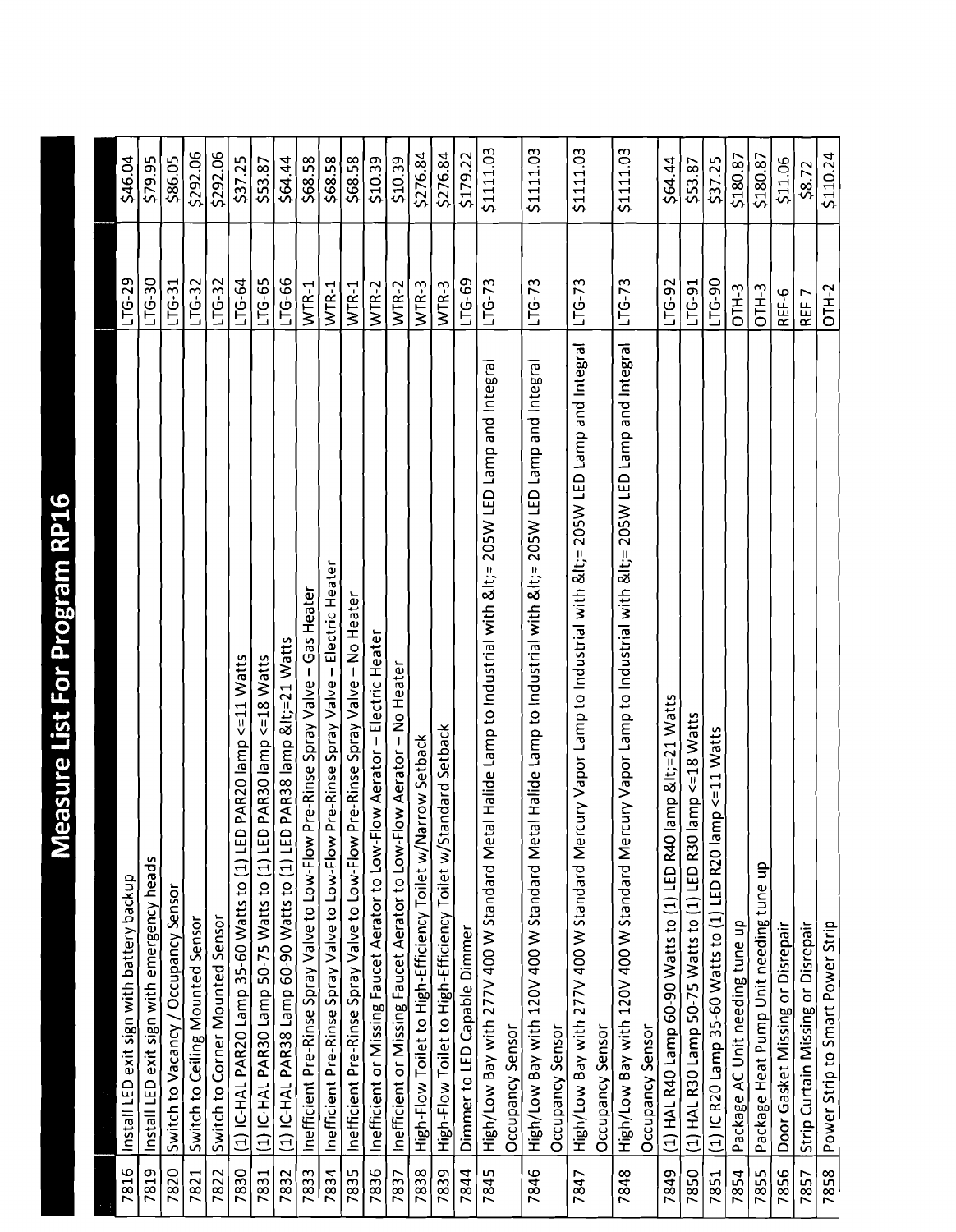# Measure List For Program RP16

| | | | |
|---|---|---|---|
| 7816 | Install LED exit sign with battery backup | LTG-29 | $46.04 |
| 7819 | Install LED exit sign with emergency heads | LTG-30 | $79.95 |
| 7820 | Switch to Vacancy / Occupancy Sensor | LTG-31 | $86.05 |
| 7821 | Switch to Ceiling Mounted Sensor | LTG-32 | $292.06 |
| 7822 | Switch to Corner Mounted Sensor | LTG-32 | $292.06 |
| 7830 | (1) IC-HAL PAR20 Lamp 35-60 Watts to (1) LED PAR20 lamp <=11 Watts | LTG-64 | $37.25 |
| 7831 | (1) IC-HAL PAR30 Lamp 50-75 Watts to (1) LED PAR30 lamp <=18 Watts | LTG-65 | $53.87 |
| 7832 | (1) IC-HAL PAR38 Lamp 60-90 Watts to (1) LED PAR38 lamp &lt;=21 Watts | LTG-66 | $64.44 |
| 7833 | Inefficient Pre-Rinse Spray Valve to Low-Flow Pre-Rinse Spray Valve – Gas Heater | WTR-1 | $68.58 |
| 7834 | Inefficient Pre-Rinse Spray Valve to Low-Flow Pre-Rinse Spray Valve – Electric Heater | WTR-1 | $68.58 |
| 7835 | Inefficient Pre-Rinse Spray Valve to Low-Flow Pre-Rinse Spray Valve – No Heater | WTR-1 | $68.58 |
| 7836 | Inefficient or Missing Faucet Aerator to Low-Flow Aerator – Electric Heater | WTR-2 | $10.39 |
| 7837 | Inefficient or Missing Faucet Aerator to Low-Flow Aerator – No Heater | WTR-2 | $10.39 |
| 7838 | High-Flow Toilet to High-Efficiency Toilet w/Narrow Setback | WTR-3 | $276.84 |
| 7839 | High-Flow Toilet to High-Efficiency Toilet w/Standard Setback | WTR-3 | $276.84 |
| 7844 | Dimmer to LED Capable Dimmer | LTG-69 | $179.22 |
| 7845 | High/Low Bay with 277V 400 W Standard Metal Halide Lamp to Industrial with &lt;= 205W LED Lamp and Integral Occupancy Sensor | LTG-73 | $1111.03 |
| 7846 | High/Low Bay with 120V 400 W Standard Metal Halide Lamp to Industrial with &lt;= 205W LED Lamp and Integral Occupancy Sensor | LTG-73 | $1111.03 |
| 7847 | High/Low Bay with 277V 400 W Standard Mercury Vapor Lamp to Industrial with &lt;= 205W LED Lamp and Integral Occupancy Sensor | LTG-73 | $1111.03 |
| 7848 | High/Low Bay with 120V 400 W Standard Mercury Vapor Lamp to Industrial with &lt;= 205W LED Lamp and Integral Occupancy Sensor | LTG-73 | $1111.03 |
| 7849 | (1) HAL R40 Lamp 60-90 Watts to (1) LED R40 lamp &lt;=21 Watts | LTG-92 | $64.44 |
| 7850 | (1) HAL R30 Lamp 50-75 Watts to (1) LED R30 lamp <=18 Watts | LTG-91 | $53.87 |
| 7851 | (1) IC R20 Lamp 35-60 Watts to (1) LED R20 lamp <=11 Watts | LTG-90 | $37.25 |
| 7854 | Package AC Unit needing tune up | OTH-3 | $180.87 |
| 7855 | Package Heat Pump Unit needing tune up | OTH-3 | $180.87 |
| 7856 | Door Gasket Missing or Disrepair | REF-6 | $11.06 |
| 7857 | Strip Curtain Missing or Disrepair | REF-7 | $8.72 |
| 7858 | Power Strip to Smart Power Strip | OTH-2 | $110.24 |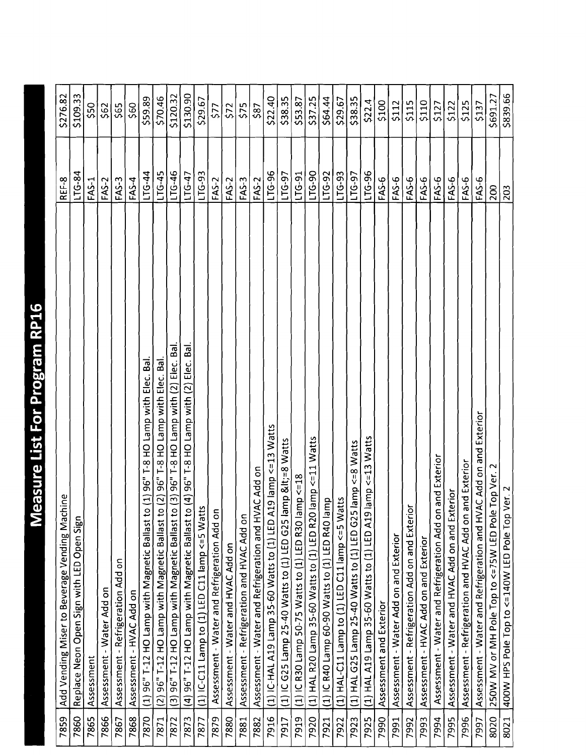# Measure List For Program RP16

| | | | |
|---|---|---|---|
| 7859 | Add Vending Miser to Beverage Vending Machine | REF-8 | $276.82 |
| 7860 | Replace Neon Open Sign with LED Open Sign | LTG-84 | $109.33 |
| 7865 | Assessment | FAS-1 | $50 |
| 7866 | Assessment - Water Add on | FAS-2 | $62 |
| 7867 | Assessment - Refrigeration Add on | FAS-3 | $65 |
| 7868 | Assessment - HVAC Add on | FAS-4 | $60 |
| 7870 | (1) 96" T-12 HO Lamp with Magnetic Ballast to (1) 96" T-8 HO Lamp with Elec. Bal. | LTG-44 | $59.89 |
| 7871 | (2) 96" T-12 HO Lamp with Magnetic Ballast to (2) 96" T-8 HO Lamp with Elec. Bal. | LTG-45 | $70.46 |
| 7872 | (3) 96" T-12 HO Lamp with Magnetic Ballast to (3) 96" T-8 HO Lamp with (2) Elec. Bal. | LTG-46 | $120.32 |
| 7873 | (4) 96" T-12 HO Lamp with Magnetic Ballast to (4) 96" T-8 HO Lamp with (2) Elec. Bal. | LTG-47 | $130.90 |
| 7877 | (1) IC-C11 Lamp to (1) LED C11 lamp <=5 Watts | LTG-93 | $29.67 |
| 7879 | Assessment - Water and Refrigeration Add on | FAS-2 | $77 |
| 7880 | Assessment - Water and HVAC Add on | FAS-2 | $72 |
| 7881 | Assessment - Refrigeration and HVAC Add on | FAS-3 | $75 |
| 7882 | Assessment - Water and Refrigeration and HVAC Add on | FAS-2 | $87 |
| 7916 | (1) IC-HAL A19 Lamp 35-60 Watts to (1) LED A19 lamp <=13 Watts | LTG-96 | $22.40 |
| 7917 | (1) IC G25 Lamp 25-40 Watts to (1) LED G25 lamp &lt;=8 Watts | LTG-97 | $38.35 |
| 7919 | (1) IC R30 Lamp 50-75 Watts to (1) LED R30 lamp <=18 | LTG-91 | $53.87 |
| 7920 | (1) HAL R20 Lamp 35-60 Watts to (1) LED R20 lamp <=11 Watts | LTG-90 | $37.25 |
| 7921 | (1) IC R40 Lamp 60-90 Watts to (1) LED R40 lamp | LTG-92 | $64.44 |
| 7922 | (1) HAL-C11 Lamp to (1) LED C11 lamp <=5 Watts | LTG-93 | $29.67 |
| 7923 | (1) HAL G25 Lamp 25-40 Watts to (1) LED G25 lamp <=8 Watts | LTG-97 | $38.35 |
| 7925 | (1) HAL A19 Lamp 35-60 Watts to (1) LED A19 lamp <=13 Watts | LTG-96 | $22.4 |
| 7990 | Assessment and Exterior | FAS-6 | $100 |
| 7991 | Assessment - Water Add on and Exterior | FAS-6 | $112 |
| 7992 | Assessment - Refrigeration Add on and Exterior | FAS-6 | $115 |
| 7993 | Assessment - HVAC Add on and Exterior | FAS-6 | $110 |
| 7994 | Assessment - Water and Refrigeration Add on and Exterior | FAS-6 | $127 |
| 7995 | Assessment - Water and HVAC Add on and Exterior | FAS-6 | $122 |
| 7996 | Assessment - Refrigeration and HVAC Add on and Exterior | FAS-6 | $125 |
| 7997 | Assessment - Water and Refrigeration and HVAC Add on and Exterior | FAS-6 | $137 |
| 8020 | 250W MV or MH Pole Top to <=75W LED Pole Top Ver. 2 | 200 | $691.27 |
| 8021 | 400W HPS Pole Top to <=140W LED Pole Top Ver. 2 | 203 | $839.66 |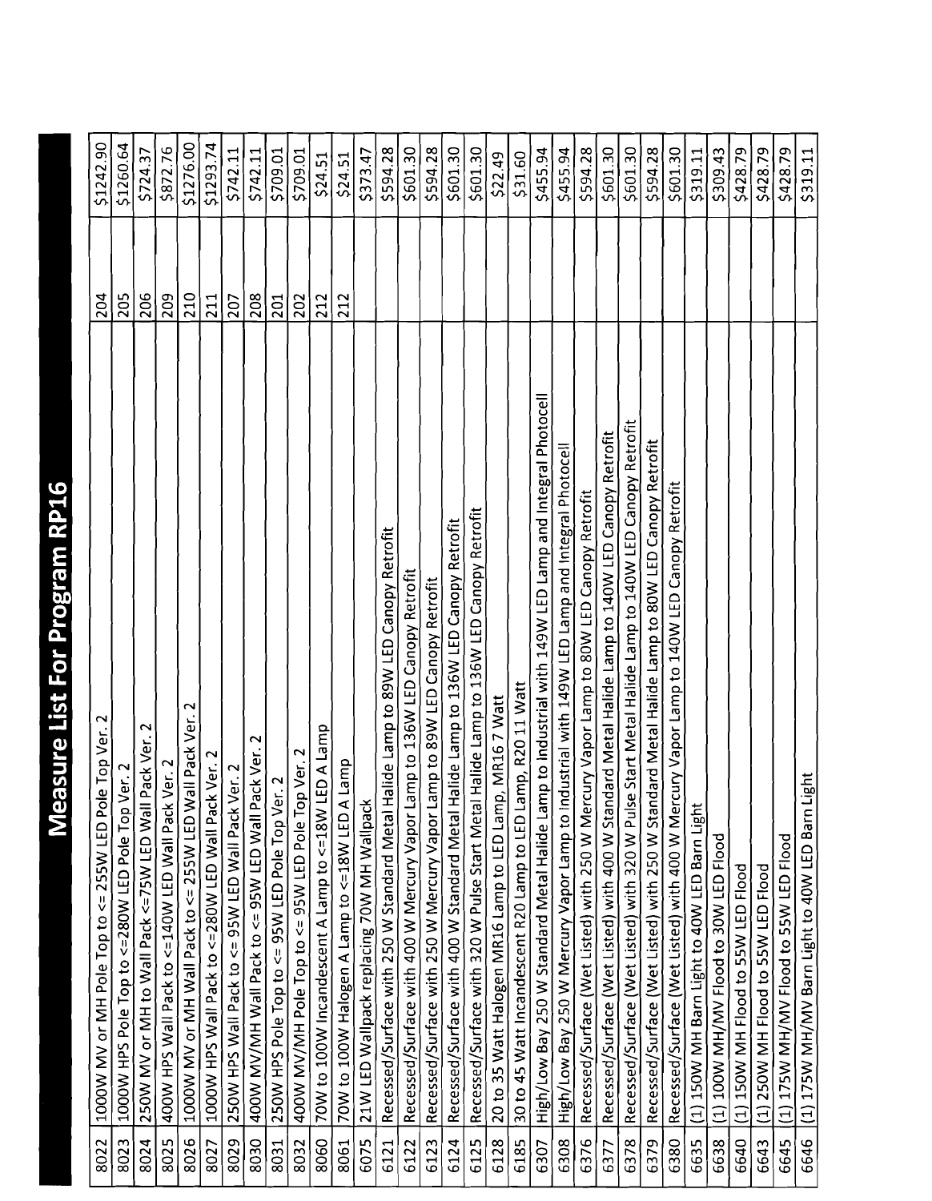# Measure List For Program RP16

| | | | |
|---|---|---|---|
| 8022 | 1000W MV or MH Pole Top to <= 255W LED Pole Top Ver. 2 | 204 | $1242.90 |
| 8023 | 1000W HPS Pole Top to <=280W LED Pole Top Ver. 2 | 205 | $1260.64 |
| 8024 | 250W MV or MH to Wall Pack <=75W LED Wall Pack Ver. 2 | 206 | $724.37 |
| 8025 | 400W HPS Wall Pack to <=140W LED Wall Pack Ver. 2 | 209 | $872.76 |
| 8026 | 1000W MV or MH Wall Pack to <= 255W LED Wall Pack Ver. 2 | 210 | $1276.00 |
| 8027 | 1000W HPS Wall Pack to <=280W LED Wall Pack Ver. 2 | 211 | $1293.74 |
| 8029 | 250W HPS Wall Pack to <= 95W LED Wall Pack Ver. 2 | 207 | $742.11 |
| 8030 | 400W MV/MH Wall Pack to <= 95W LED Wall Pack Ver. 2 | 208 | $742.11 |
| 8031 | 250W HPS Pole Top to <= 95W LED Pole Top Ver. 2 | 201 | $709.01 |
| 8032 | 400W MV/MH Pole Top to <= 95W LED Pole Top Ver. 2 | 202 | $709.01 |
| 8060 | 70W to 100W Incandescent A Lamp to <=18W LED A Lamp | 212 | $24.51 |
| 8061 | 70W to 100W Halogen A Lamp to <=18W LED A Lamp | 212 | $24.51 |
| 6075 | 21W LED Wallpack replacing 70W MH Wallpack | | $373.47 |
| 6121 | Recessed/Surface with 250 W Standard Metal Halide Lamp to 89W LED Canopy Retrofit | | $594.28 |
| 6122 | Recessed/Surface with 400 W Mercury Vapor Lamp to 136W LED Canopy Retrofit | | $601.30 |
| 6123 | Recessed/Surface with 250 W Mercury Vapor Lamp to 89W LED Canopy Retrofit | | $594.28 |
| 6124 | Recessed/Surface with 400 W Standard Metal Halide Lamp to 136W LED Canopy Retrofit | | $601.30 |
| 6125 | Recessed/Surface with 320 W Pulse Start Metal Halide Lamp to 136W LED Canopy Retrofit | | $601.30 |
| 6128 | 20 to 35 Watt Halogen MR16 Lamp to LED Lamp, MR16 7 Watt | | $22.49 |
| 6185 | 30 to 45 Watt Incandescent R20 Lamp to LED Lamp, R20 11 Watt | | $31.60 |
| 6307 | High/Low Bay 250 W Standard Metal Halide Lamp to Industrial with 149W LED Lamp and Integral Photocell | | $455.94 |
| 6308 | High/Low Bay 250 W Mercury Vapor Lamp to Industrial with 149W LED Lamp and Integral Photocell | | $455.94 |
| 6376 | Recessed/Surface (Wet Listed) with 250 W Mercury Vapor Lamp to 80W LED Canopy Retrofit | | $594.28 |
| 6377 | Recessed/Surface (Wet Listed) with 400 W Standard Metal Halide Lamp to 140W LED Canopy Retrofit | | $601.30 |
| 6378 | Recessed/Surface (Wet Listed) with 320 W Pulse Start Metal Halide Lamp to 140W LED Canopy Retrofit | | $601.30 |
| 6379 | Recessed/Surface (Wet Listed) with 250 W Standard Metal Halide Lamp to 80W LED Canopy Retrofit | | $594.28 |
| 6380 | Recessed/Surface (Wet Listed) with 400 W Mercury Vapor Lamp to 140W LED Canopy Retrofit | | $601.30 |
| 6635 | (1) 150W MH Barn Light to 40W LED Barn Light | | $319.11 |
| 6638 | (1) 100W MH/MV Flood to 30W LED Flood | | $309.43 |
| 6640 | (1) 150W MH Flood to 55W LED Flood | | $428.79 |
| 6643 | (1) 250W MH Flood to 55W LED Flood | | $428.79 |
| 6645 | (1) 175W MH/MV Flood to 55W LED Flood | | $428.79 |
| 6646 | (1) 175W MH/MV Barn Light to 40W LED Barn Light | | $319.11 |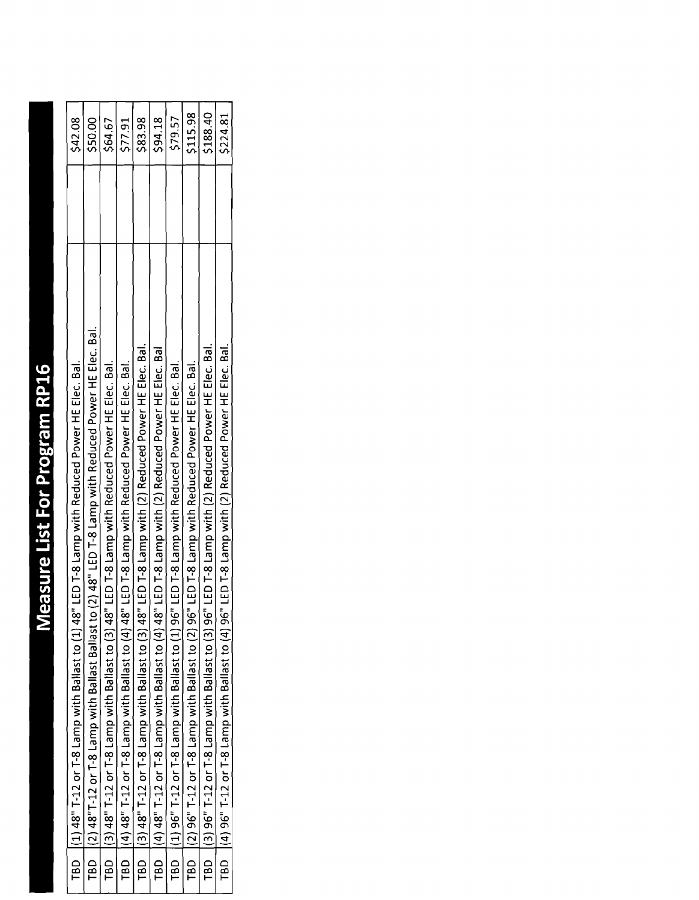## Measure List For Program RP16

| | | | |
|---|---|---|---|
| TBD | (1) 48" T-12 or T-8 Lamp with Ballast to (1) 48" LED T-8 Lamp with Reduced Power HE Elec. Bal. | | $42.08 |
| TBD | (2) 48"T-12 or T-8 Lamp with Ballast Ballast to (2) 48" LED T-8 Lamp with Reduced Power HE Elec. Bal. | | $50.00 |
| TBD | (3) 48" T-12 or T-8 Lamp with Ballast to (3) 48" LED T-8 Lamp with Reduced Power HE Elec. Bal. | | $64.67 |
| TBD | (4) 48" T-12 or T-8 Lamp with Ballast to (4) 48" LED T-8 Lamp with Reduced Power HE Elec. Bal. | | $77.91 |
| TBD | (3) 48" T-12 or T-8 Lamp with Ballast to (3) 48" LED T-8 Lamp with (2) Reduced Power HE Elec. Bal. | | $83.98 |
| TBD | (4) 48" T-12 or T-8 Lamp with Ballast to (4) 48" LED T-8 Lamp with (2) Reduced Power HE Elec. Bal | | $94.18 |
| TBD | (1) 96" T-12 or T-8 Lamp with Ballast to (1) 96" LED T-8 Lamp with Reduced Power HE Elec. Bal. | | $79.57 |
| TBD | (2) 96" T-12 or T-8 Lamp with Ballast to (2) 96" LED T-8 Lamp with Reduced Power HE Elec. Bal. | | $115.98 |
| TBD | (3) 96" T-12 or T-8 Lamp with Ballast to (3) 96" LED T-8 Lamp with (2) Reduced Power HE Elec. Bal. | | $188.40 |
| TBD | (4) 96" T-12 or T-8 Lamp with Ballast to (4) 96" LED T-8 Lamp with (2) Reduced Power HE Elec. Bal. | | $224.81 |